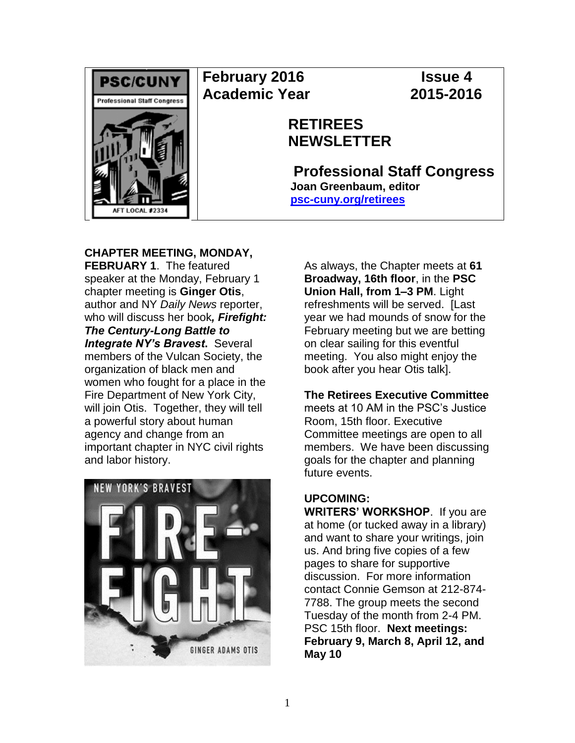**PSC/CUNY**
Professional Staff Congress
AFT LOCAL #2334

**February 2016 Issue 4**
**Academic Year 2015-2016**

# RETIREES NEWSLETTER

## Professional Staff Congress

**Joan Greenbaum, editor**
**psc-cuny.org/retirees**

**CHAPTER MEETING, MONDAY, FEBRUARY 1**. The featured speaker at the Monday, February 1 chapter meeting is **Ginger Otis**, author and NY *Daily News* reporter, who will discuss her book***, Firefight: The Century-Long Battle to Integrate NY's Bravest*.** Several members of the Vulcan Society, the organization of black men and women who fought for a place in the Fire Department of New York City, will join Otis. Together, they will tell a powerful story about human agency and change from an important chapter in NYC civil rights and labor history.

NEW YORK'S BRAVEST
FIRE-FIGHT
GINGER ADAMS OTIS

As always, the Chapter meets at **61 Broadway, 16th floor**, in the **PSC Union Hall, from 1–3 PM**. Light refreshments will be served. [Last year we had mounds of snow for the February meeting but we are betting on clear sailing for this eventful meeting. You also might enjoy the book after you hear Otis talk].

**The Retirees Executive Committee** meets at 10 AM in the PSC's Justice Room, 15th floor. Executive Committee meetings are open to all members. We have been discussing goals for the chapter and planning future events.

**UPCOMING:**

**WRITERS' WORKSHOP**. If you are at home (or tucked away in a library) and want to share your writings, join us. And bring five copies of a few pages to share for supportive discussion. For more information contact Connie Gemson at 212-874-7788. The group meets the second Tuesday of the month from 2-4 PM. PSC 15th floor. **Next meetings: February 9, March 8, April 12, and May 10**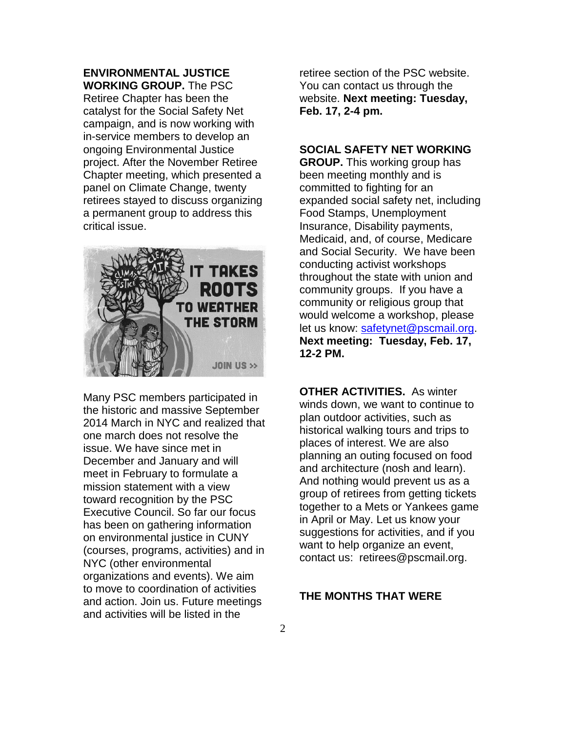**ENVIRONMENTAL JUSTICE WORKING GROUP.** The PSC Retiree Chapter has been the catalyst for the Social Safety Net campaign, and is now working with in-service members to develop an ongoing Environmental Justice project. After the November Retiree Chapter meeting, which presented a panel on Climate Change, twenty retirees stayed to discuss organizing a permanent group to address this critical issue.

Many PSC members participated in the historic and massive September 2014 March in NYC and realized that one march does not resolve the issue. We have since met in December and January and will meet in February to formulate a mission statement with a view toward recognition by the PSC Executive Council. So far our focus has been on gathering information on environmental justice in CUNY (courses, programs, activities) and in NYC (other environmental organizations and events). We aim to move to coordination of activities and action. Join us. Future meetings and activities will be listed in the retiree section of the PSC website. You can contact us through the website. **Next meeting: Tuesday, Feb. 17, 2-4 pm.**

**SOCIAL SAFETY NET WORKING GROUP.** This working group has been meeting monthly and is committed to fighting for an expanded social safety net, including Food Stamps, Unemployment Insurance, Disability payments, Medicaid, and, of course, Medicare and Social Security. We have been conducting activist workshops throughout the state with union and community groups. If you have a community or religious group that would welcome a workshop, please let us know: safetynet@pscmail.org. **Next meeting: Tuesday, Feb. 17, 12-2 PM.**

**OTHER ACTIVITIES.** As winter winds down, we want to continue to plan outdoor activities, such as historical walking tours and trips to places of interest. We are also planning an outing focused on food and architecture (nosh and learn). And nothing would prevent us as a group of retirees from getting tickets together to a Mets or Yankees game in April or May. Let us know your suggestions for activities, and if you want to help organize an event, contact us: retirees@pscmail.org.

**THE MONTHS THAT WERE**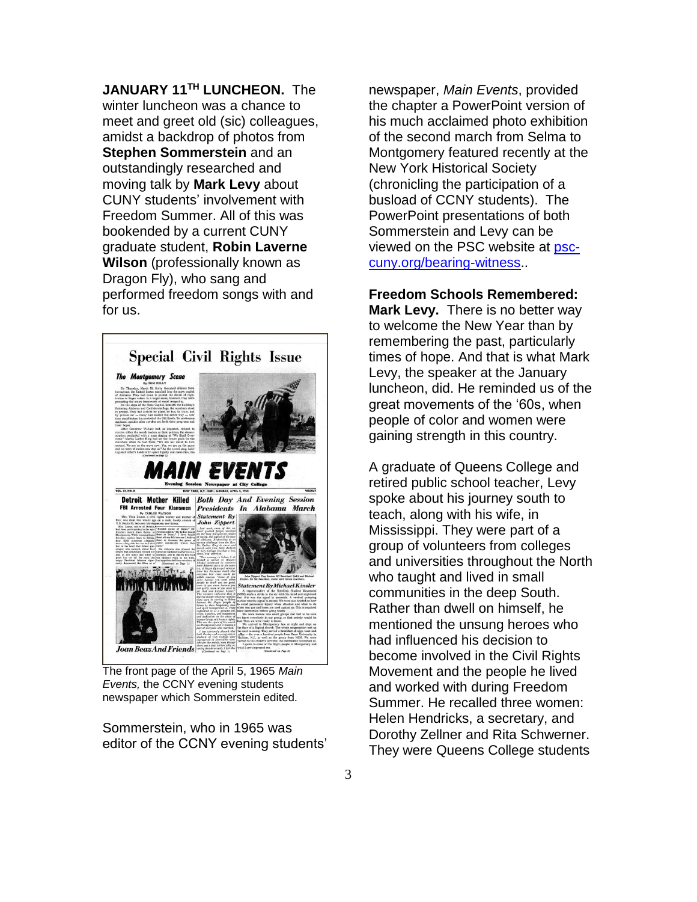**JANUARY 11TH LUNCHEON.** The winter luncheon was a chance to meet and greet old (sic) colleagues, amidst a backdrop of photos from **Stephen Sommerstein** and an outstandingly researched and moving talk by **Mark Levy** about CUNY students' involvement with Freedom Summer. All of this was bookended by a current CUNY graduate student, **Robin Laverne Wilson** (professionally known as Dragon Fly), who sang and performed freedom songs with and for us.

The front page of the April 5, 1965 *Main Events,* the CCNY evening students newspaper which Sommerstein edited.

Sommerstein, who in 1965 was editor of the CCNY evening students' newspaper, *Main Events*, provided the chapter a PowerPoint version of his much acclaimed photo exhibition of the second march from Selma to Montgomery featured recently at the New York Historical Society (chronicling the participation of a busload of CCNY students). The PowerPoint presentations of both Sommerstein and Levy can be viewed on the PSC website at [psc-cuny.org/bearing-witness](psc-cuny.org/bearing-witness)..

**Freedom Schools Remembered: Mark Levy.** There is no better way to welcome the New Year than by remembering the past, particularly times of hope. And that is what Mark Levy, the speaker at the January luncheon, did. He reminded us of the great movements of the '60s, when people of color and women were gaining strength in this country.

A graduate of Queens College and retired public school teacher, Levy spoke about his journey south to teach, along with his wife, in Mississippi. They were part of a group of volunteers from colleges and universities throughout the North who taught and lived in small communities in the deep South. Rather than dwell on himself, he mentioned the unsung heroes who had influenced his decision to become involved in the Civil Rights Movement and the people he lived and worked with during Freedom Summer. He recalled three women: Helen Hendricks, a secretary, and Dorothy Zellner and Rita Schwerner. They were Queens College students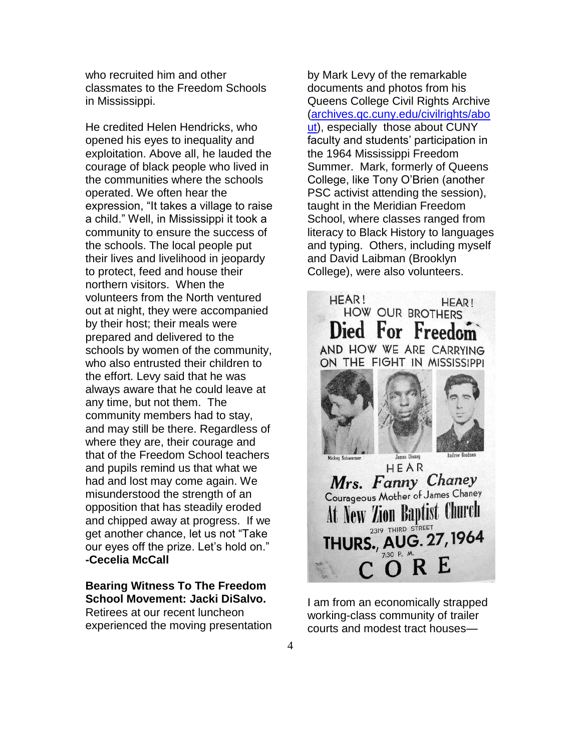who recruited him and other classmates to the Freedom Schools in Mississippi.

He credited Helen Hendricks, who opened his eyes to inequality and exploitation. Above all, he lauded the courage of black people who lived in the communities where the schools operated. We often hear the expression, "It takes a village to raise a child." Well, in Mississippi it took a community to ensure the success of the schools. The local people put their lives and livelihood in jeopardy to protect, feed and house their northern visitors. When the volunteers from the North ventured out at night, they were accompanied by their host; their meals were prepared and delivered to the schools by women of the community, who also entrusted their children to the effort. Levy said that he was always aware that he could leave at any time, but not them. The community members had to stay, and may still be there. Regardless of where they are, their courage and that of the Freedom School teachers and pupils remind us that what we had and lost may come again. We misunderstood the strength of an opposition that has steadily eroded and chipped away at progress. If we get another chance, let us not "Take our eyes off the prize. Let's hold on." **-Cecelia McCall**

**Bearing Witness To The Freedom School Movement: Jacki DiSalvo.** Retirees at our recent luncheon experienced the moving presentation by Mark Levy of the remarkable documents and photos from his Queens College Civil Rights Archive ([archives.qc.cuny.edu/civilrights/about](archives.qc.cuny.edu/civilrights/about)), especially those about CUNY faculty and students' participation in the 1964 Mississippi Freedom Summer. Mark, formerly of Queens College, like Tony O'Brien (another PSC activist attending the session), taught in the Meridian Freedom School, where classes ranged from literacy to Black History to languages and typing. Others, including myself and David Laibman (Brooklyn College), were also volunteers.

I am from an economically strapped working-class community of trailer courts and modest tract houses—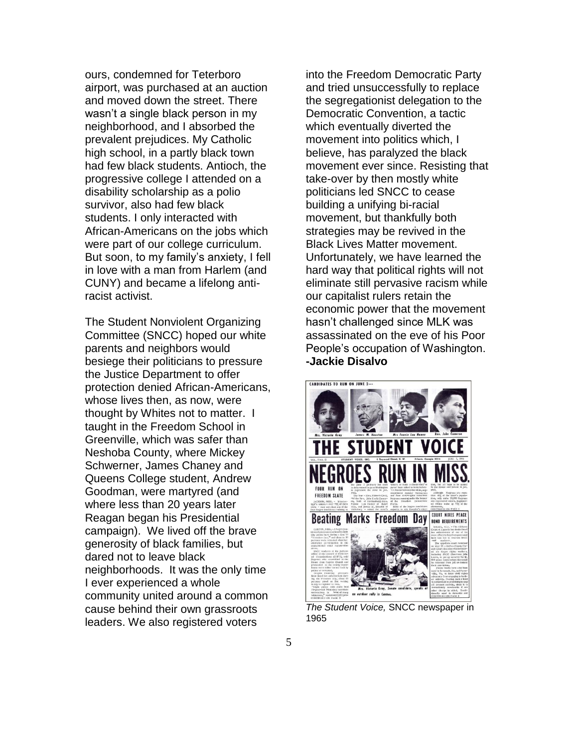ours, condemned for Teterboro airport, was purchased at an auction and moved down the street. There wasn't a single black person in my neighborhood, and I absorbed the prevalent prejudices. My Catholic high school, in a partly black town had few black students. Antioch, the progressive college I attended on a disability scholarship as a polio survivor, also had few black students. I only interacted with African-Americans on the jobs which were part of our college curriculum. But soon, to my family's anxiety, I fell in love with a man from Harlem (and CUNY) and became a lifelong anti-racist activist.

The Student Nonviolent Organizing Committee (SNCC) hoped our white parents and neighbors would besiege their politicians to pressure the Justice Department to offer protection denied African-Americans, whose lives then, as now, were thought by Whites not to matter. I taught in the Freedom School in Greenville, which was safer than Neshoba County, where Mickey Schwerner, James Chaney and Queens College student, Andrew Goodman, were martyred (and where less than 20 years later Reagan began his Presidential campaign). We lived off the brave generosity of black families, but dared not to leave black neighborhoods. It was the only time I ever experienced a whole community united around a common cause behind their own grassroots leaders. We also registered voters into the Freedom Democratic Party and tried unsuccessfully to replace the segregationist delegation to the Democratic Convention, a tactic which eventually diverted the movement into politics which, I believe, has paralyzed the black movement ever since. Resisting that take-over by then mostly white politicians led SNCC to cease building a unifying bi-racial movement, but thankfully both strategies may be revived in the Black Lives Matter movement. Unfortunately, we have learned the hard way that political rights will not eliminate still pervasive racism while our capitalist rulers retain the economic power that the movement hasn't challenged since MLK was assassinated on the eve of his Poor People's occupation of Washington.
**-Jackie Disalvo**

*The Student Voice,* SNCC newspaper in 1965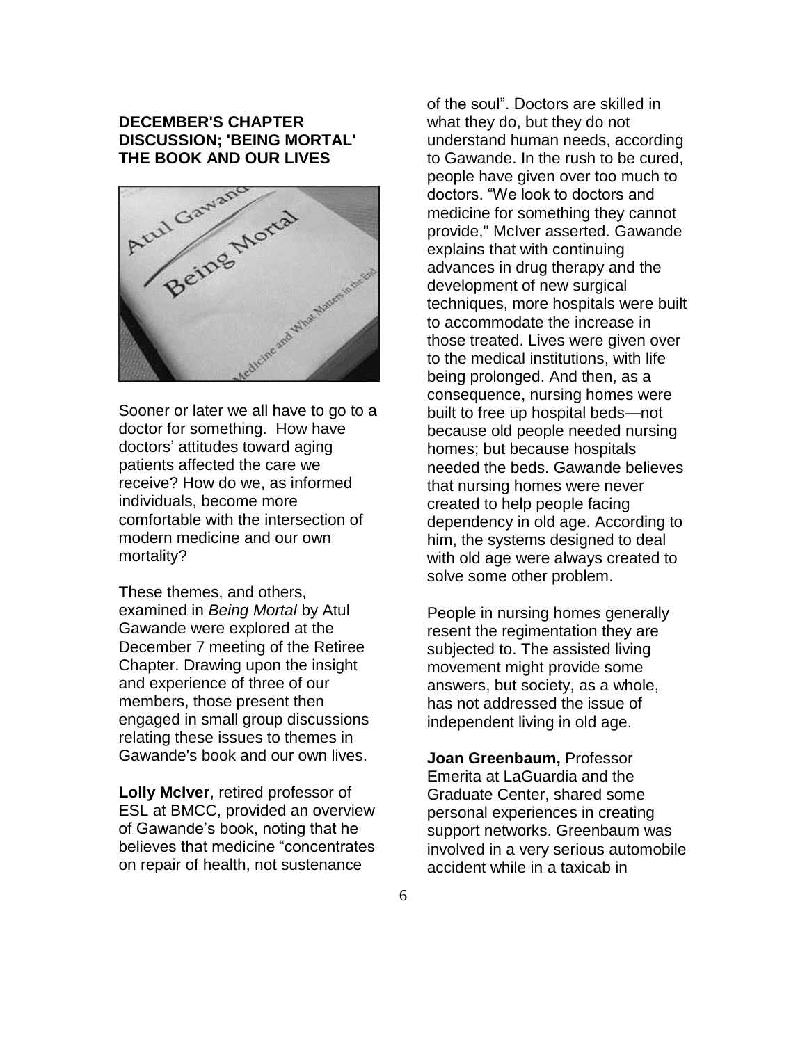**DECEMBER'S CHAPTER DISCUSSION; 'BEING MORTAL' THE BOOK AND OUR LIVES**

Sooner or later we all have to go to a doctor for something. How have doctors' attitudes toward aging patients affected the care we receive? How do we, as informed individuals, become more comfortable with the intersection of modern medicine and our own mortality?

These themes, and others, examined in *Being Mortal* by Atul Gawande were explored at the December 7 meeting of the Retiree Chapter. Drawing upon the insight and experience of three of our members, those present then engaged in small group discussions relating these issues to themes in Gawande's book and our own lives.

**Lolly McIver**, retired professor of ESL at BMCC, provided an overview of Gawande's book, noting that he believes that medicine "concentrates on repair of health, not sustenance of the soul". Doctors are skilled in what they do, but they do not understand human needs, according to Gawande. In the rush to be cured, people have given over too much to doctors. "We look to doctors and medicine for something they cannot provide," McIver asserted. Gawande explains that with continuing advances in drug therapy and the development of new surgical techniques, more hospitals were built to accommodate the increase in those treated. Lives were given over to the medical institutions, with life being prolonged. And then, as a consequence, nursing homes were built to free up hospital beds—not because old people needed nursing homes; but because hospitals needed the beds. Gawande believes that nursing homes were never created to help people facing dependency in old age. According to him, the systems designed to deal with old age were always created to solve some other problem.

People in nursing homes generally resent the regimentation they are subjected to. The assisted living movement might provide some answers, but society, as a whole, has not addressed the issue of independent living in old age.

**Joan Greenbaum,** Professor Emerita at LaGuardia and the Graduate Center, shared some personal experiences in creating support networks. Greenbaum was involved in a very serious automobile accident while in a taxicab in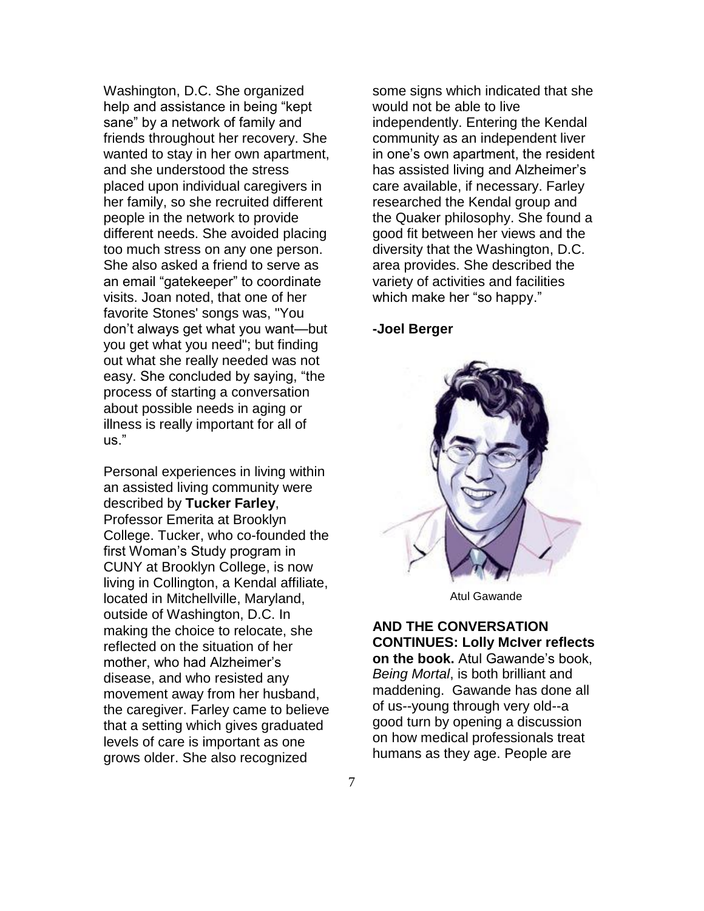Washington, D.C. She organized help and assistance in being "kept sane" by a network of family and friends throughout her recovery. She wanted to stay in her own apartment, and she understood the stress placed upon individual caregivers in her family, so she recruited different people in the network to provide different needs. She avoided placing too much stress on any one person. She also asked a friend to serve as an email "gatekeeper" to coordinate visits. Joan noted, that one of her favorite Stones' songs was, "You don't always get what you want—but you get what you need"; but finding out what she really needed was not easy. She concluded by saying, "the process of starting a conversation about possible needs in aging or illness is really important for all of us."

Personal experiences in living within an assisted living community were described by **Tucker Farley**, Professor Emerita at Brooklyn College. Tucker, who co-founded the first Woman's Study program in CUNY at Brooklyn College, is now living in Collington, a Kendal affiliate, located in Mitchellville, Maryland, outside of Washington, D.C. In making the choice to relocate, she reflected on the situation of her mother, who had Alzheimer's disease, and who resisted any movement away from her husband, the caregiver. Farley came to believe that a setting which gives graduated levels of care is important as one grows older. She also recognized some signs which indicated that she would not be able to live independently. Entering the Kendal community as an independent liver in one's own apartment, the resident has assisted living and Alzheimer's care available, if necessary. Farley researched the Kendal group and the Quaker philosophy. She found a good fit between her views and the diversity that the Washington, D.C. area provides. She described the variety of activities and facilities which make her "so happy."

**-Joel Berger**

Atul Gawande

**AND THE CONVERSATION CONTINUES: Lolly McIver reflects on the book.** Atul Gawande's book, *Being Mortal*, is both brilliant and maddening. Gawande has done all of us--young through very old--a good turn by opening a discussion on how medical professionals treat humans as they age. People are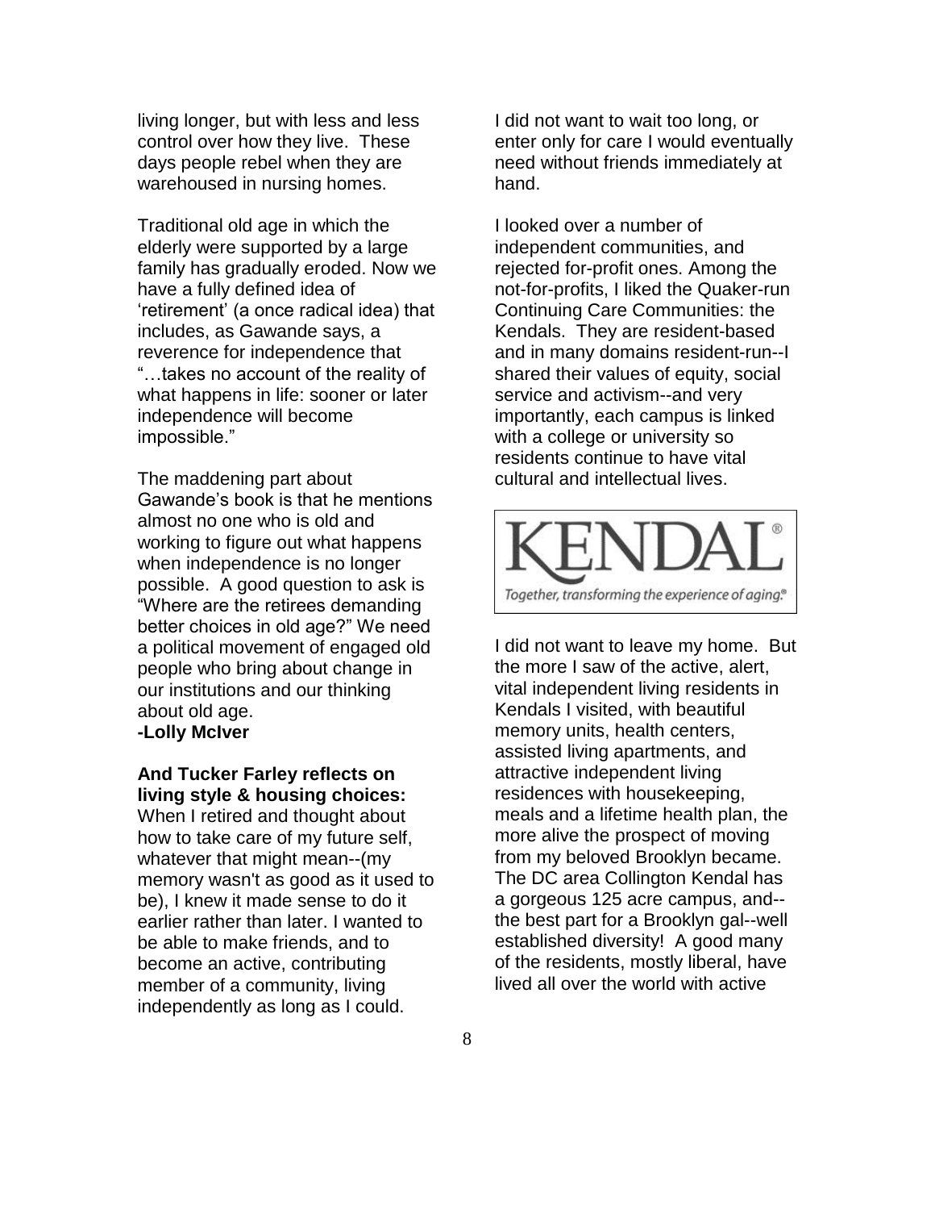living longer, but with less and less control over how they live. These days people rebel when they are warehoused in nursing homes.

Traditional old age in which the elderly were supported by a large family has gradually eroded. Now we have a fully defined idea of 'retirement' (a once radical idea) that includes, as Gawande says, a reverence for independence that "…takes no account of the reality of what happens in life: sooner or later independence will become impossible."

The maddening part about Gawande's book is that he mentions almost no one who is old and working to figure out what happens when independence is no longer possible. A good question to ask is "Where are the retirees demanding better choices in old age?" We need a political movement of engaged old people who bring about change in our institutions and our thinking about old age.
**-Lolly McIver**

**And Tucker Farley reflects on living style & housing choices:**
When I retired and thought about how to take care of my future self, whatever that might mean--(my memory wasn't as good as it used to be), I knew it made sense to do it earlier rather than later. I wanted to be able to make friends, and to become an active, contributing member of a community, living independently as long as I could. I did not want to wait too long, or enter only for care I would eventually need without friends immediately at hand.

I looked over a number of independent communities, and rejected for-profit ones. Among the not-for-profits, I liked the Quaker-run Continuing Care Communities: the Kendals. They are resident-based and in many domains resident-run--I shared their values of equity, social service and activism--and very importantly, each campus is linked with a college or university so residents continue to have vital cultural and intellectual lives.

KENDAL®
*Together, transforming the experience of aging.®*

I did not want to leave my home. But the more I saw of the active, alert, vital independent living residents in Kendals I visited, with beautiful memory units, health centers, assisted living apartments, and attractive independent living residences with housekeeping, meals and a lifetime health plan, the more alive the prospect of moving from my beloved Brooklyn became. The DC area Collington Kendal has a gorgeous 125 acre campus, and--the best part for a Brooklyn gal--well established diversity! A good many of the residents, mostly liberal, have lived all over the world with active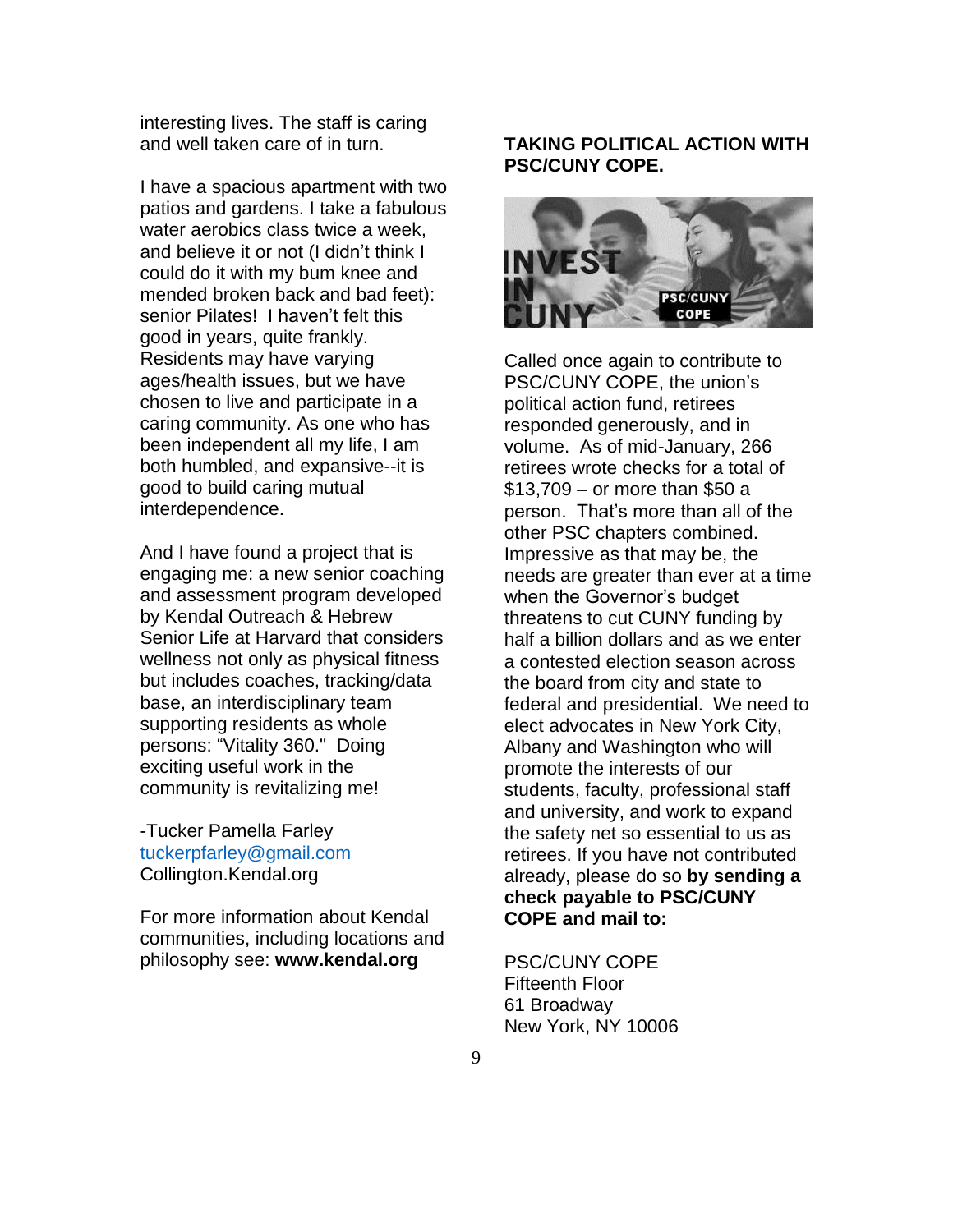interesting lives. The staff is caring and well taken care of in turn.

I have a spacious apartment with two patios and gardens. I take a fabulous water aerobics class twice a week, and believe it or not (I didn't think I could do it with my bum knee and mended broken back and bad feet): senior Pilates! I haven't felt this good in years, quite frankly. Residents may have varying ages/health issues, but we have chosen to live and participate in a caring community. As one who has been independent all my life, I am both humbled, and expansive--it is good to build caring mutual interdependence.

And I have found a project that is engaging me: a new senior coaching and assessment program developed by Kendal Outreach & Hebrew Senior Life at Harvard that considers wellness not only as physical fitness but includes coaches, tracking/data base, an interdisciplinary team supporting residents as whole persons: "Vitality 360." Doing exciting useful work in the community is revitalizing me!

-Tucker Pamella Farley
tuckerpfarley@gmail.com
Collington.Kendal.org

For more information about Kendal communities, including locations and philosophy see: **www.kendal.org**

**TAKING POLITICAL ACTION WITH PSC/CUNY COPE.**

INVEST IN CUNY
PSC/CUNY COPE

Called once again to contribute to PSC/CUNY COPE, the union's political action fund, retirees responded generously, and in volume. As of mid-January, 266 retirees wrote checks for a total of $13,709 – or more than $50 a person. That's more than all of the other PSC chapters combined. Impressive as that may be, the needs are greater than ever at a time when the Governor's budget threatens to cut CUNY funding by half a billion dollars and as we enter a contested election season across the board from city and state to federal and presidential. We need to elect advocates in New York City, Albany and Washington who will promote the interests of our students, faculty, professional staff and university, and work to expand the safety net so essential to us as retirees. If you have not contributed already, please do so **by sending a check payable to PSC/CUNY COPE and mail to:**

PSC/CUNY COPE
Fifteenth Floor
61 Broadway
New York, NY 10006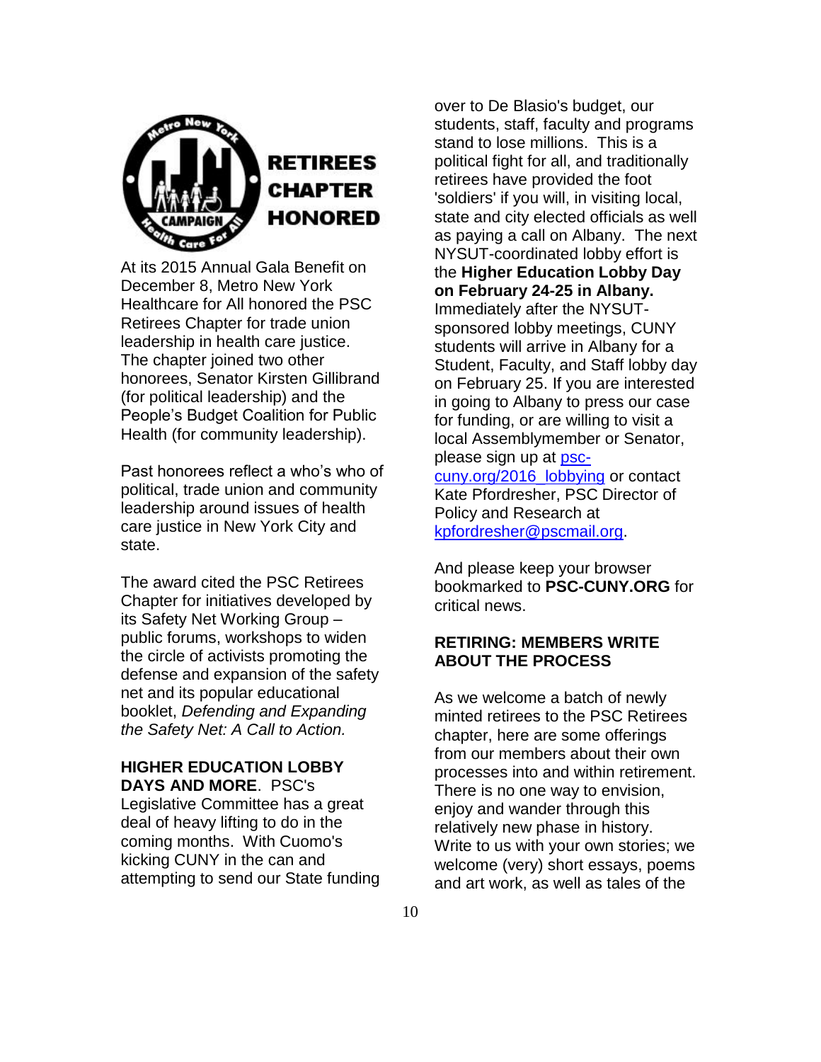## RETIREES CHAPTER HONORED

At its 2015 Annual Gala Benefit on December 8, Metro New York Healthcare for All honored the PSC Retirees Chapter for trade union leadership in health care justice. The chapter joined two other honorees, Senator Kirsten Gillibrand (for political leadership) and the People's Budget Coalition for Public Health (for community leadership).

Past honorees reflect a who's who of political, trade union and community leadership around issues of health care justice in New York City and state.

The award cited the PSC Retirees Chapter for initiatives developed by its Safety Net Working Group – public forums, workshops to widen the circle of activists promoting the defense and expansion of the safety net and its popular educational booklet, *Defending and Expanding the Safety Net: A Call to Action.*

**HIGHER EDUCATION LOBBY DAYS AND MORE**. PSC's Legislative Committee has a great deal of heavy lifting to do in the coming months. With Cuomo's kicking CUNY in the can and attempting to send our State funding over to De Blasio's budget, our students, staff, faculty and programs stand to lose millions. This is a political fight for all, and traditionally retirees have provided the foot 'soldiers' if you will, in visiting local, state and city elected officials as well as paying a call on Albany. The next NYSUT-coordinated lobby effort is the **Higher Education Lobby Day on February 24-25 in Albany.** Immediately after the NYSUT-sponsored lobby meetings, CUNY students will arrive in Albany for a Student, Faculty, and Staff lobby day on February 25. If you are interested in going to Albany to press our case for funding, or are willing to visit a local Assemblymember or Senator, please sign up at psc-cuny.org/2016_lobbying or contact Kate Pfordresher, PSC Director of Policy and Research at kpfordresher@pscmail.org.

And please keep your browser bookmarked to **PSC-CUNY.ORG** for critical news.

### RETIRING: MEMBERS WRITE ABOUT THE PROCESS

As we welcome a batch of newly minted retirees to the PSC Retirees chapter, here are some offerings from our members about their own processes into and within retirement. There is no one way to envision, enjoy and wander through this relatively new phase in history. Write to us with your own stories; we welcome (very) short essays, poems and art work, as well as tales of the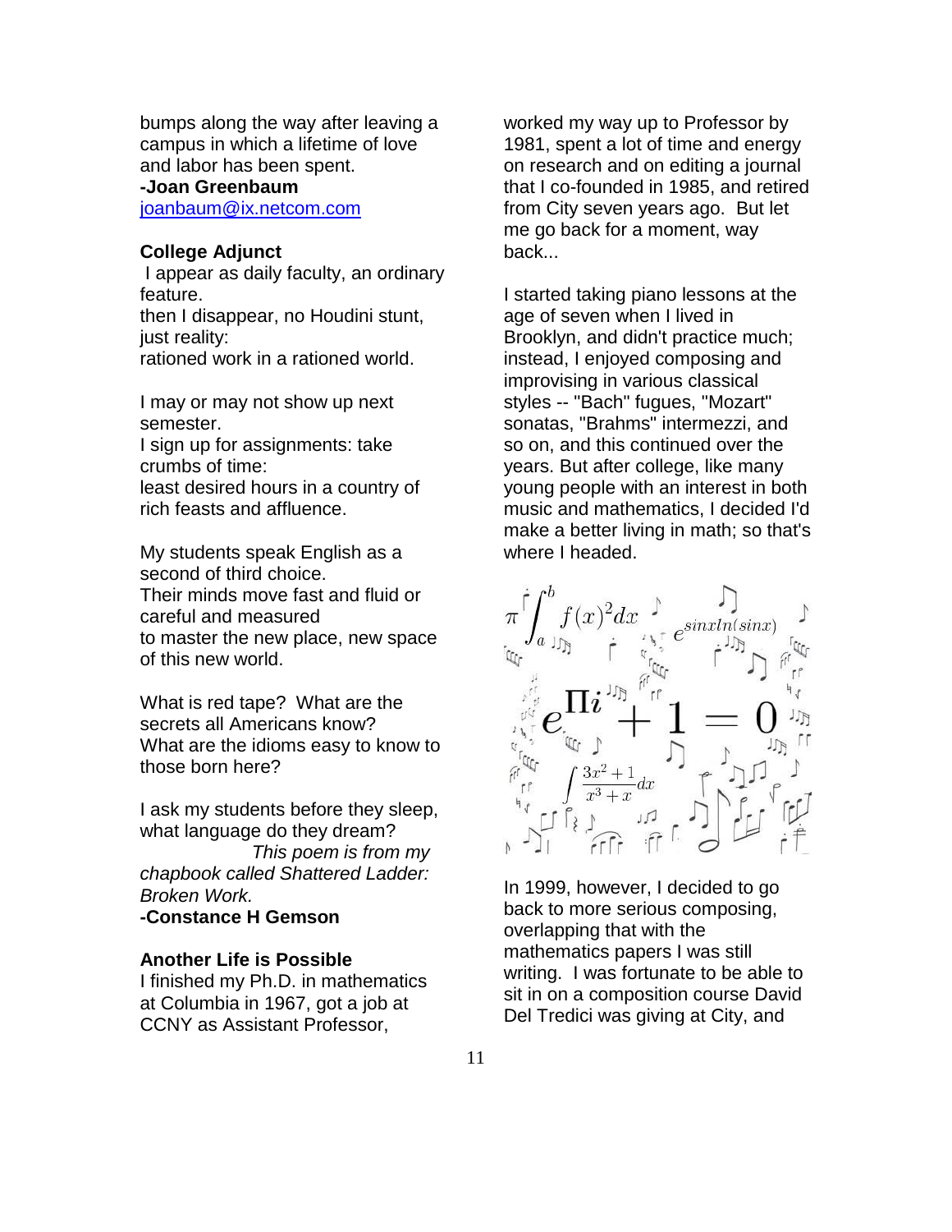bumps along the way after leaving a campus in which a lifetime of love and labor has been spent.

**-Joan Greenbaum**

joanbaum@ix.netcom.com

**College Adjunct**

I appear as daily faculty, an ordinary feature.
then I disappear, no Houdini stunt, just reality:
rationed work in a rationed world.

I may or may not show up next semester.
I sign up for assignments: take crumbs of time:
least desired hours in a country of rich feasts and affluence.

My students speak English as a second of third choice.
Their minds move fast and fluid or careful and measured
to master the new place, new space of this new world.

What is red tape? What are the secrets all Americans know?
What are the idioms easy to know to those born here?

I ask my students before they sleep, what language do they dream?

*This poem is from my chapbook called Shattered Ladder: Broken Work.*

**-Constance H Gemson**

**Another Life is Possible**

I finished my Ph.D. in mathematics at Columbia in 1967, got a job at CCNY as Assistant Professor, worked my way up to Professor by 1981, spent a lot of time and energy on research and on editing a journal that I co-founded in 1985, and retired from City seven years ago. But let me go back for a moment, way back...

I started taking piano lessons at the age of seven when I lived in Brooklyn, and didn't practice much; instead, I enjoyed composing and improvising in various classical styles -- "Bach" fugues, "Mozart" sonatas, "Brahms" intermezzi, and so on, and this continued over the years. But after college, like many young people with an interest in both music and mathematics, I decided I'd make a better living in math; so that's where I headed.

$\pi\int_a^b f(x)^2dx$ $e^{sinxln(sinx)}$

$e^{\Pi i}+1=0$

$\int \frac{3x^2+1}{x^3+x}dx$

In 1999, however, I decided to go back to more serious composing, overlapping that with the mathematics papers I was still writing. I was fortunate to be able to sit in on a composition course David Del Tredici was giving at City, and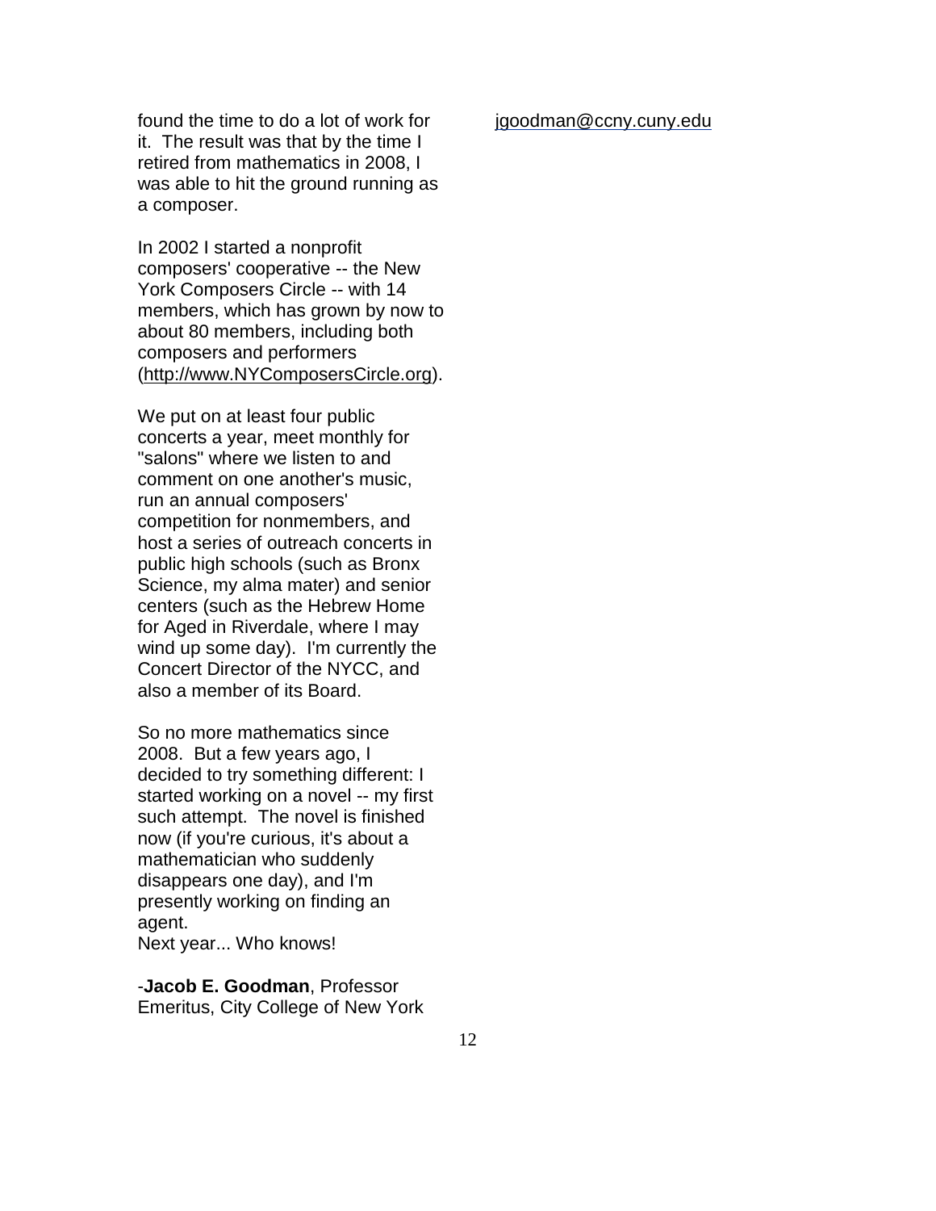found the time to do a lot of work for it. The result was that by the time I retired from mathematics in 2008, I was able to hit the ground running as a composer.

In 2002 I started a nonprofit composers' cooperative -- the New York Composers Circle -- with 14 members, which has grown by now to about 80 members, including both composers and performers (http://www.NYComposersCircle.org).

We put on at least four public concerts a year, meet monthly for "salons" where we listen to and comment on one another's music, run an annual composers' competition for nonmembers, and host a series of outreach concerts in public high schools (such as Bronx Science, my alma mater) and senior centers (such as the Hebrew Home for Aged in Riverdale, where I may wind up some day). I'm currently the Concert Director of the NYCC, and also a member of its Board.

So no more mathematics since 2008. But a few years ago, I decided to try something different: I started working on a novel -- my first such attempt. The novel is finished now (if you're curious, it's about a mathematician who suddenly disappears one day), and I'm presently working on finding an agent.
Next year... Who knows!

-**Jacob E. Goodman**, Professor Emeritus, City College of New York

jgoodman@ccny.cuny.edu